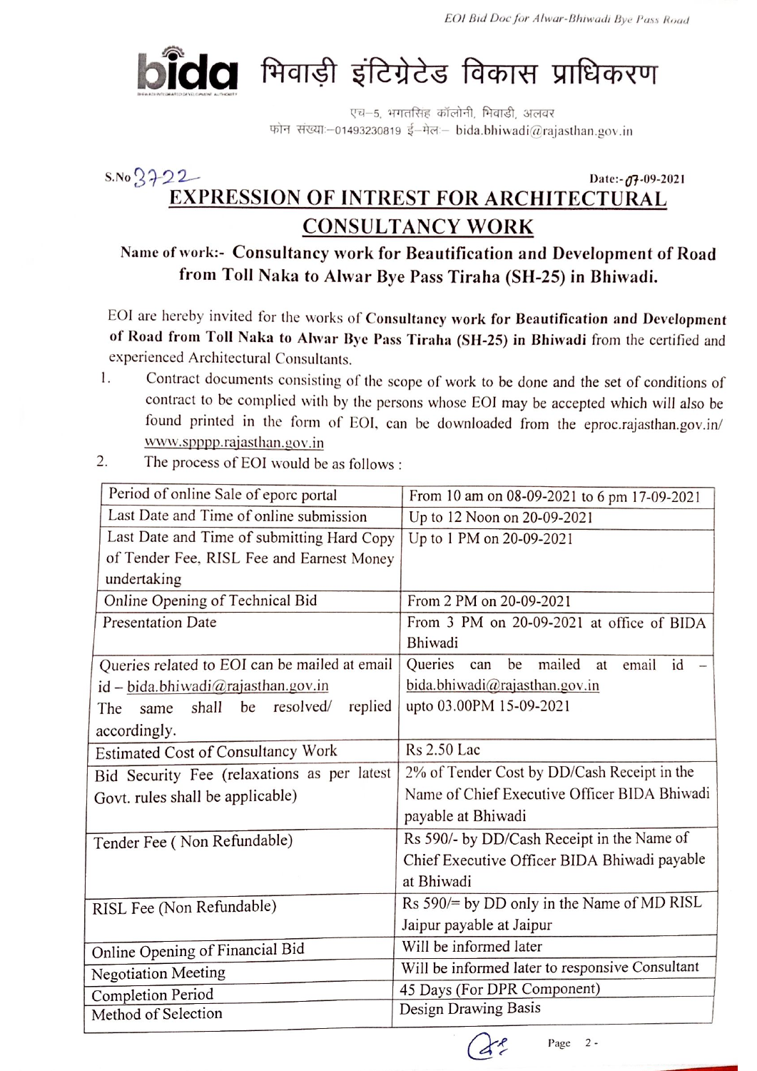# bida भिवाड़ी इंटिग्रेटेड विकास प्राधिकरण

एच–5, भगतसिंह कॉलोनी, भिवाड़ी, अलवर
फोन संख्या:–01493230819 ई–मेल:– bida.bhiwadi@rajasthan.gov.in

S.No 3722 Date:- 07-09-2021

## EXPRESSION OF INTREST FOR ARCHITECTURAL CONSULTANCY WORK

**Name of work:- Consultancy work for Beautification and Development of Road from Toll Naka to Alwar Bye Pass Tiraha (SH-25) in Bhiwadi.**

EOI are hereby invited for the works of **Consultancy work for Beautification and Development of Road from Toll Naka to Alwar Bye Pass Tiraha (SH-25) in Bhiwadi** from the certified and experienced Architectural Consultants.

1. Contract documents consisting of the scope of work to be done and the set of conditions of contract to be complied with by the persons whose EOI may be accepted which will also be found printed in the form of EOI, can be downloaded from the eproc.rajasthan.gov.in/ www.spppp.rajasthan.gov.in
2. The process of EOI would be as follows :

| | |
|---|---|
| Period of online Sale of eporc portal | From 10 am on 08-09-2021 to 6 pm 17-09-2021 |
| Last Date and Time of online submission | Up to 12 Noon on 20-09-2021 |
| Last Date and Time of submitting Hard Copy of Tender Fee, RISL Fee and Earnest Money undertaking | Up to 1 PM on 20-09-2021 |
| Online Opening of Technical Bid | From 2 PM on 20-09-2021 |
| Presentation Date | From 3 PM on 20-09-2021 at office of BIDA Bhiwadi |
| Queries related to EOI can be mailed at email id – bida.bhiwadi@rajasthan.gov.in The same shall be resolved/ replied accordingly. | Queries can be mailed at email id – bida.bhiwadi@rajasthan.gov.in upto 03.00PM 15-09-2021 |
| Estimated Cost of Consultancy Work | Rs 2.50 Lac |
| Bid Security Fee (relaxations as per latest Govt. rules shall be applicable) | 2% of Tender Cost by DD/Cash Receipt in the Name of Chief Executive Officer BIDA Bhiwadi payable at Bhiwadi |
| Tender Fee ( Non Refundable) | Rs 590/- by DD/Cash Receipt in the Name of Chief Executive Officer BIDA Bhiwadi payable at Bhiwadi |
| RISL Fee (Non Refundable) | Rs 590/= by DD only in the Name of MD RISL Jaipur payable at Jaipur |
| Online Opening of Financial Bid | Will be informed later |
| Negotiation Meeting | Will be informed later to responsive Consultant |
| Completion Period | 45 Days (For DPR Component) |
| Method of Selection | Design Drawing Basis |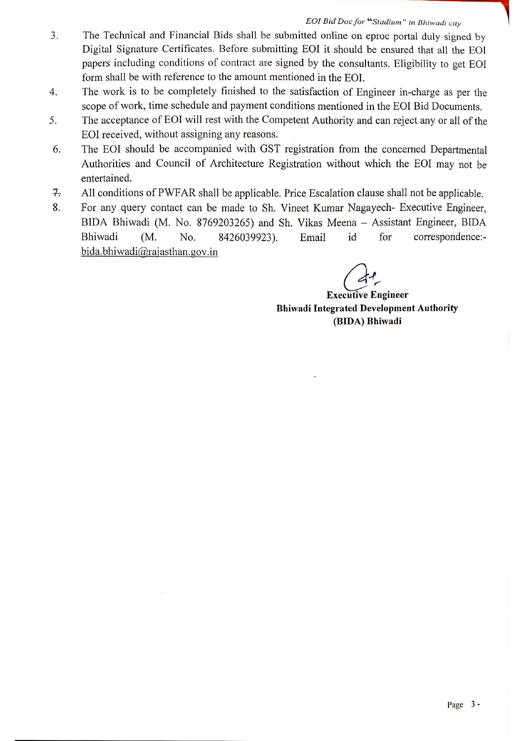3. The Technical and Financial Bids shall be submitted online on eproc portal duly signed by Digital Signature Certificates. Before submitting EOI it should be ensured that all the EOI papers including conditions of contract are signed by the consultants. Eligibility to get EOI form shall be with reference to the amount mentioned in the EOI.
4. The work is to be completely finished to the satisfaction of Engineer in-charge as per the scope of work, time schedule and payment conditions mentioned in the EOI Bid Documents.
5. The acceptance of EOI will rest with the Competent Authority and can reject any or all of the EOI received, without assigning any reasons.
6. The EOI should be accompanied with GST registration from the concerned Departmental Authorities and Council of Architecture Registration without which the EOI may not be entertained.
7. All conditions of PWFAR shall be applicable. Price Escalation clause shall not be applicable.
8. For any query contact can be made to Sh. Vineet Kumar Nagayech- Executive Engineer, BIDA Bhiwadi (M. No. 8769203265) and Sh. Vikas Meena – Assistant Engineer, BIDA Bhiwadi (M. No. 8426039923). Email id for correspondence:- bida.bhiwadi@rajasthan.gov.in

**Executive Engineer**
**Bhiwadi Integrated Development Authority**
**(BIDA) Bhiwadi**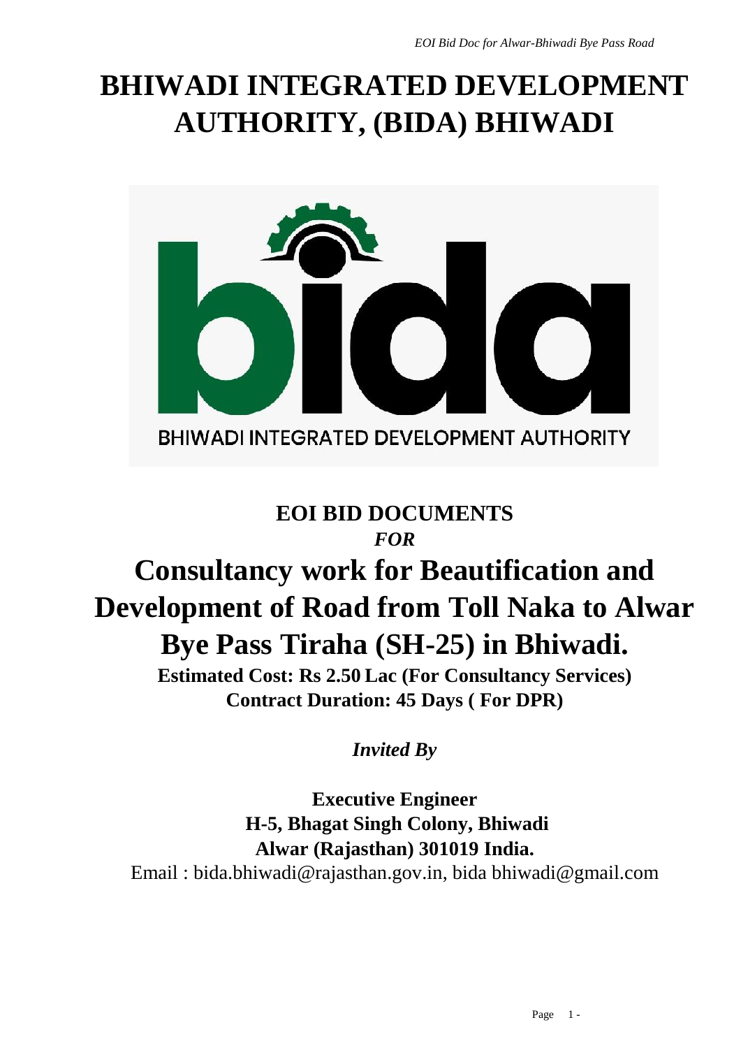# BHIWADI INTEGRATED DEVELOPMENT AUTHORITY, (BIDA) BHIWADI

## EOI BID DOCUMENTS

*FOR*

# Consultancy work for Beautification and Development of Road from Toll Naka to Alwar Bye Pass Tiraha (SH-25) in Bhiwadi.

**Estimated Cost: Rs 2.50 Lac (For Consultancy Services)**

**Contract Duration: 45 Days ( For DPR)**

***Invited By***

**Executive Engineer**

**H-5, Bhagat Singh Colony, Bhiwadi**

**Alwar (Rajasthan) 301019 India.**

Email : bida.bhiwadi@rajasthan.gov.in, bida bhiwadi@gmail.com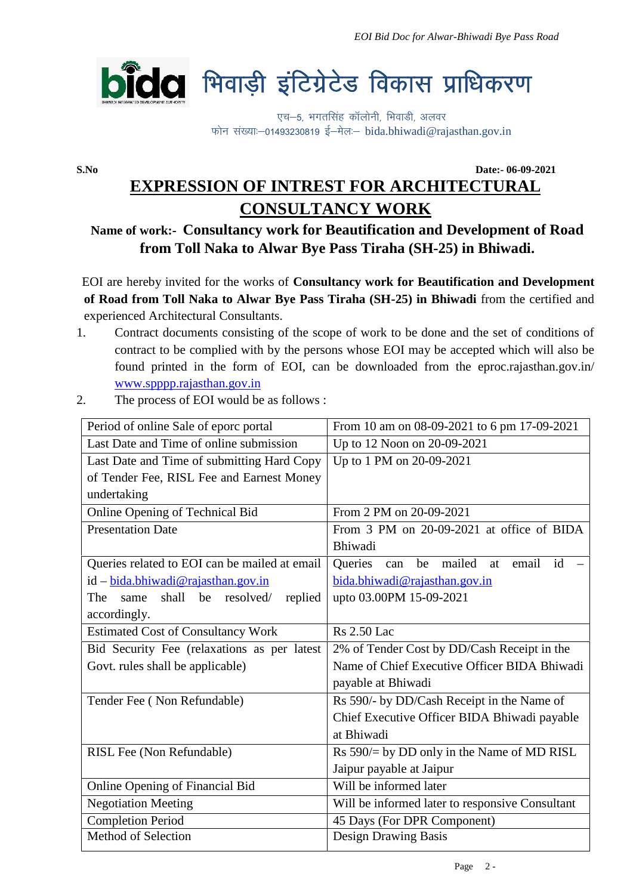# भिवाड़ी इंटिग्रेटेड विकास प्राधिकरण

एच–5, भगतसिंह कॉलोनी, भिवाडी, अलवर
फोन संख्याः–01493230819 ई–मेलः– bida.bhiwadi@rajasthan.gov.in

**S.No** **Date:- 06-09-2021**

## EXPRESSION OF INTREST FOR ARCHITECTURAL CONSULTANCY WORK

### Name of work:- Consultancy work for Beautification and Development of Road from Toll Naka to Alwar Bye Pass Tiraha (SH-25) in Bhiwadi.

EOI are hereby invited for the works of **Consultancy work for Beautification and Development of Road from Toll Naka to Alwar Bye Pass Tiraha (SH-25) in Bhiwadi** from the certified and experienced Architectural Consultants.

1. Contract documents consisting of the scope of work to be done and the set of conditions of contract to be complied with by the persons whose EOI may be accepted which will also be found printed in the form of EOI, can be downloaded from the eproc.rajasthan.gov.in/ www.spppp.rajasthan.gov.in
2. The process of EOI would be as follows :

| Period of online Sale of eporc portal | From 10 am on 08-09-2021 to 6 pm 17-09-2021 |
|---|---|
| Last Date and Time of online submission | Up to 12 Noon on 20-09-2021 |
| Last Date and Time of submitting Hard Copy of Tender Fee, RISL Fee and Earnest Money undertaking | Up to 1 PM on 20-09-2021 |
| Online Opening of Technical Bid | From 2 PM on 20-09-2021 |
| Presentation Date | From 3 PM on 20-09-2021 at office of BIDA Bhiwadi |
| Queries related to EOI can be mailed at email id – bida.bhiwadi@rajasthan.gov.in The same shall be resolved/ replied accordingly. | Queries can be mailed at email id – bida.bhiwadi@rajasthan.gov.in upto 03.00PM 15-09-2021 |
| Estimated Cost of Consultancy Work | Rs 2.50 Lac |
| Bid Security Fee (relaxations as per latest Govt. rules shall be applicable) | 2% of Tender Cost by DD/Cash Receipt in the Name of Chief Executive Officer BIDA Bhiwadi payable at Bhiwadi |
| Tender Fee ( Non Refundable) | Rs 590/- by DD/Cash Receipt in the Name of Chief Executive Officer BIDA Bhiwadi payable at Bhiwadi |
| RISL Fee (Non Refundable) | Rs 590/= by DD only in the Name of MD RISL Jaipur payable at Jaipur |
| Online Opening of Financial Bid | Will be informed later |
| Negotiation Meeting | Will be informed later to responsive Consultant |
| Completion Period | 45 Days (For DPR Component) |
| Method of Selection | Design Drawing Basis |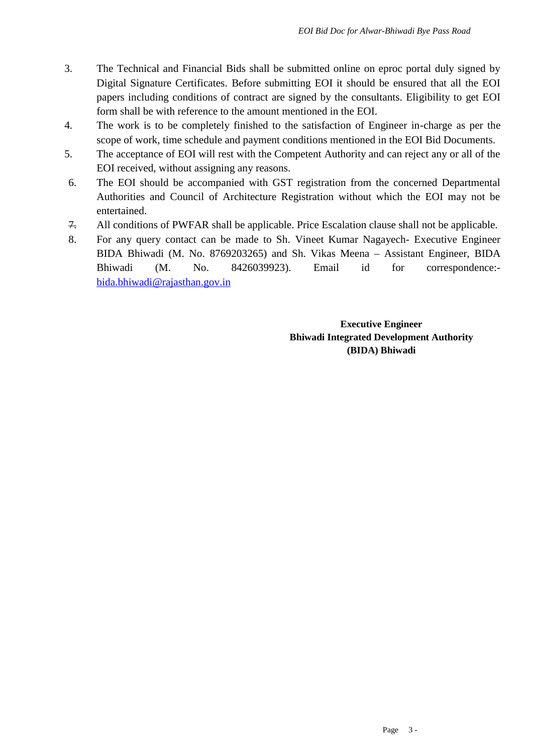3. The Technical and Financial Bids shall be submitted online on eproc portal duly signed by Digital Signature Certificates. Before submitting EOI it should be ensured that all the EOI papers including conditions of contract are signed by the consultants. Eligibility to get EOI form shall be with reference to the amount mentioned in the EOI.
4. The work is to be completely finished to the satisfaction of Engineer in-charge as per the scope of work, time schedule and payment conditions mentioned in the EOI Bid Documents.
5. The acceptance of EOI will rest with the Competent Authority and can reject any or all of the EOI received, without assigning any reasons.
6. The EOI should be accompanied with GST registration from the concerned Departmental Authorities and Council of Architecture Registration without which the EOI may not be entertained.
7. All conditions of PWFAR shall be applicable. Price Escalation clause shall not be applicable.
8. For any query contact can be made to Sh. Vineet Kumar Nagayech- Executive Engineer BIDA Bhiwadi (M. No. 8769203265) and Sh. Vikas Meena – Assistant Engineer, BIDA Bhiwadi (M. No. 8426039923). Email id for correspondence:- bida.bhiwadi@rajasthan.gov.in

**Executive Engineer**
**Bhiwadi Integrated Development Authority**
**(BIDA) Bhiwadi**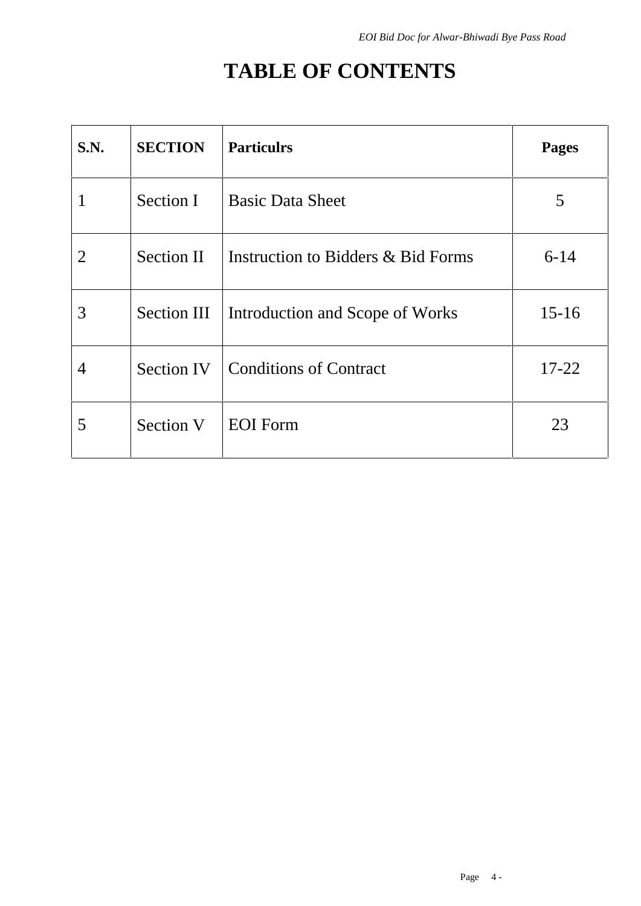# TABLE OF CONTENTS

| S.N. | SECTION | Particulrs | Pages |
|---|---|---|---|
| 1 | Section I | Basic Data Sheet | 5 |
| 2 | Section II | Instruction to Bidders & Bid Forms | 6-14 |
| 3 | Section III | Introduction and Scope of Works | 15-16 |
| 4 | Section IV | Conditions of Contract | 17-22 |
| 5 | Section V | EOI Form | 23 |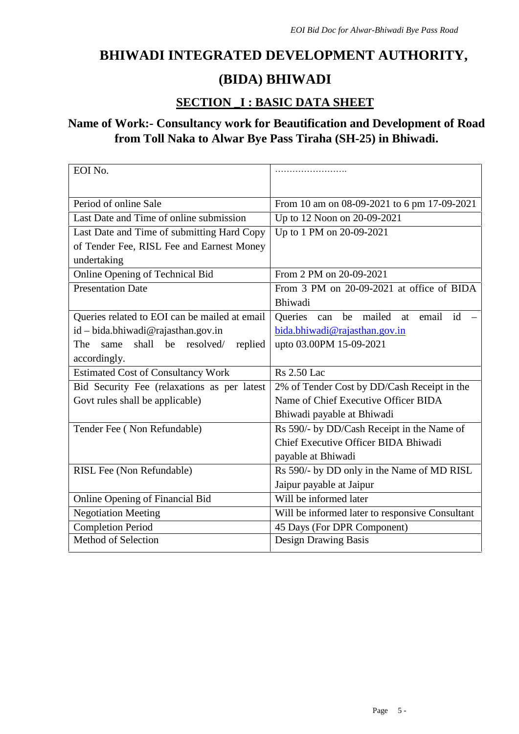# BHIWADI INTEGRATED DEVELOPMENT AUTHORITY,

# (BIDA) BHIWADI

## SECTION _I : BASIC DATA SHEET

### Name of Work:- Consultancy work for Beautification and Development of Road from Toll Naka to Alwar Bye Pass Tiraha (SH-25) in Bhiwadi.

| EOI No. | …………………… |
|---|---|
| Period of online Sale | From 10 am on 08-09-2021 to 6 pm 17-09-2021 |
| Last Date and Time of online submission | Up to 12 Noon on 20-09-2021 |
| Last Date and Time of submitting Hard Copy of Tender Fee, RISL Fee and Earnest Money undertaking | Up to 1 PM on 20-09-2021 |
| Online Opening of Technical Bid | From 2 PM on 20-09-2021 |
| Presentation Date | From 3 PM on 20-09-2021 at office of BIDA Bhiwadi |
| Queries related to EOI can be mailed at email id – bida.bhiwadi@rajasthan.gov.in The same shall be resolved/ replied accordingly. | Queries can be mailed at email id – bida.bhiwadi@rajasthan.gov.in upto 03.00PM 15-09-2021 |
| Estimated Cost of Consultancy Work | Rs 2.50 Lac |
| Bid Security Fee (relaxations as per latest Govt rules shall be applicable) | 2% of Tender Cost by DD/Cash Receipt in the Name of Chief Executive Officer BIDA Bhiwadi payable at Bhiwadi |
| Tender Fee ( Non Refundable) | Rs 590/- by DD/Cash Receipt in the Name of Chief Executive Officer BIDA Bhiwadi payable at Bhiwadi |
| RISL Fee (Non Refundable) | Rs 590/- by DD only in the Name of MD RISL Jaipur payable at Jaipur |
| Online Opening of Financial Bid | Will be informed later |
| Negotiation Meeting | Will be informed later to responsive Consultant |
| Completion Period | 45 Days (For DPR Component) |
| Method of Selection | Design Drawing Basis |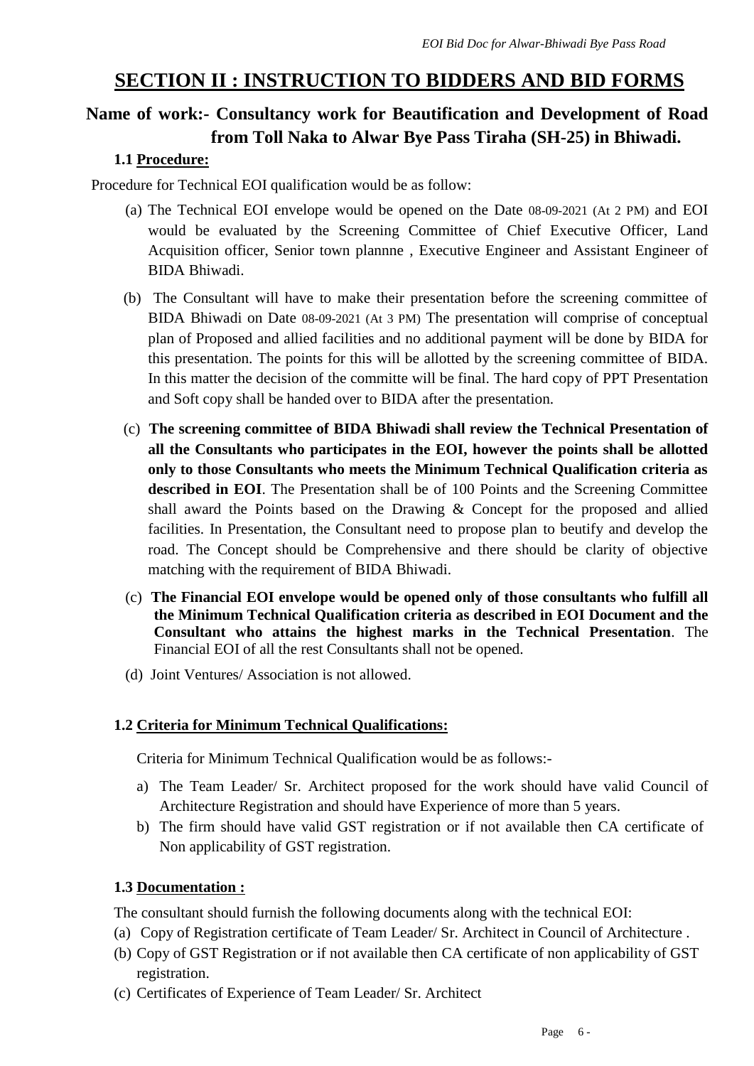# SECTION II : INSTRUCTION TO BIDDERS AND BID FORMS

## Name of work:- Consultancy work for Beautification and Development of Road from Toll Naka to Alwar Bye Pass Tiraha (SH-25) in Bhiwadi.

### 1.1 Procedure:

Procedure for Technical EOI qualification would be as follow:

(a) The Technical EOI envelope would be opened on the Date 08-09-2021 (At 2 PM) and EOI would be evaluated by the Screening Committee of Chief Executive Officer, Land Acquisition officer, Senior town plannne , Executive Engineer and Assistant Engineer of BIDA Bhiwadi.

(b) The Consultant will have to make their presentation before the screening committee of BIDA Bhiwadi on Date 08-09-2021 (At 3 PM) The presentation will comprise of conceptual plan of Proposed and allied facilities and no additional payment will be done by BIDA for this presentation. The points for this will be allotted by the screening committee of BIDA. In this matter the decision of the committe will be final. The hard copy of PPT Presentation and Soft copy shall be handed over to BIDA after the presentation.

(c) **The screening committee of BIDA Bhiwadi shall review the Technical Presentation of all the Consultants who participates in the EOI, however the points shall be allotted only to those Consultants who meets the Minimum Technical Qualification criteria as described in EOI**. The Presentation shall be of 100 Points and the Screening Committee shall award the Points based on the Drawing & Concept for the proposed and allied facilities. In Presentation, the Consultant need to propose plan to beutify and develop the road. The Concept should be Comprehensive and there should be clarity of objective matching with the requirement of BIDA Bhiwadi.

(c) **The Financial EOI envelope would be opened only of those consultants who fulfill all the Minimum Technical Qualification criteria as described in EOI Document and the Consultant who attains the highest marks in the Technical Presentation**. The Financial EOI of all the rest Consultants shall not be opened.

(d) Joint Ventures/ Association is not allowed.

### 1.2 Criteria for Minimum Technical Qualifications:

Criteria for Minimum Technical Qualification would be as follows:-

a) The Team Leader/ Sr. Architect proposed for the work should have valid Council of Architecture Registration and should have Experience of more than 5 years.
b) The firm should have valid GST registration or if not available then CA certificate of Non applicability of GST registration.

### 1.3 Documentation :

The consultant should furnish the following documents along with the technical EOI:

(a) Copy of Registration certificate of Team Leader/ Sr. Architect in Council of Architecture .
(b) Copy of GST Registration or if not available then CA certificate of non applicability of GST registration.
(c) Certificates of Experience of Team Leader/ Sr. Architect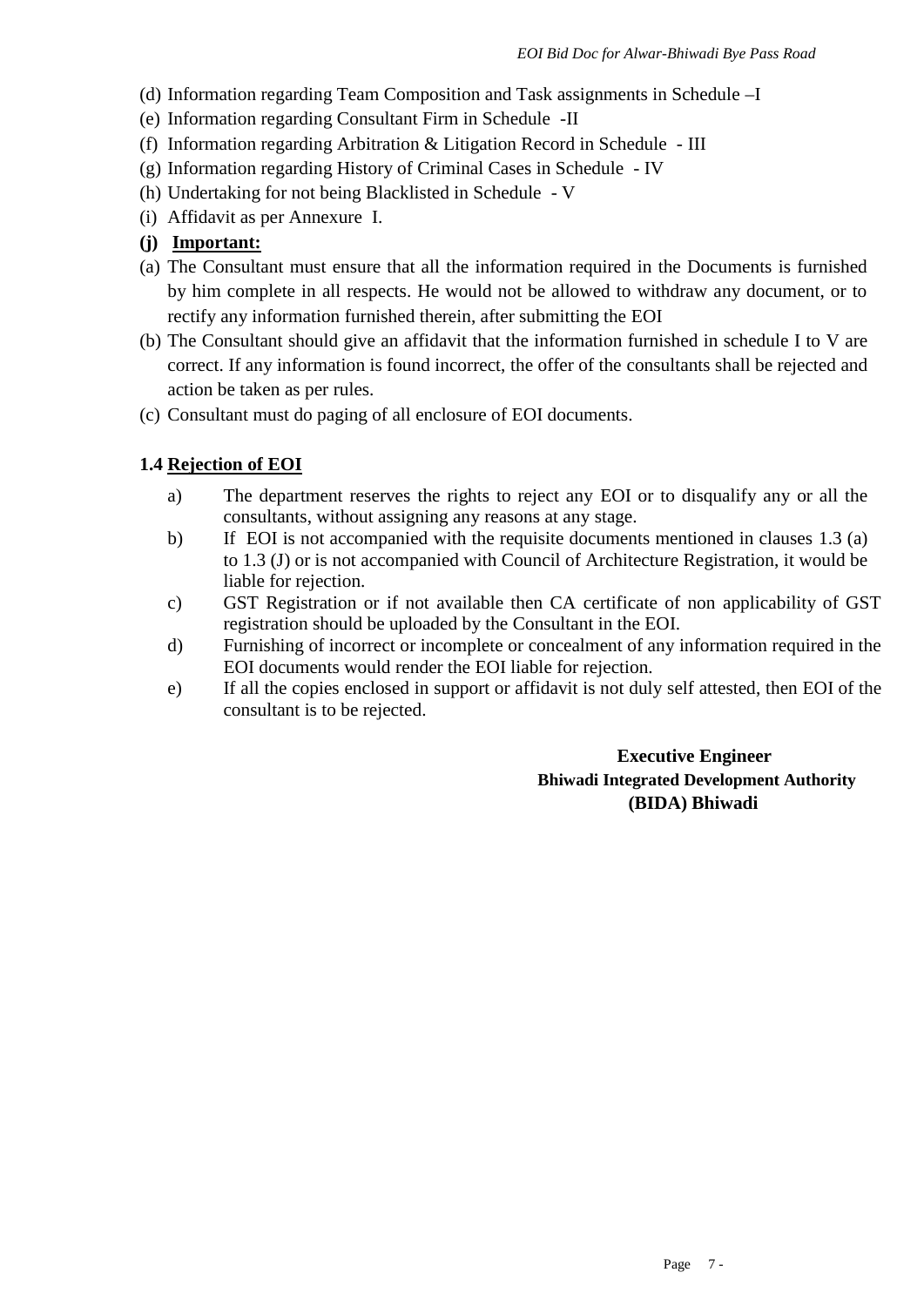(d) Information regarding Team Composition and Task assignments in Schedule –I

(e) Information regarding Consultant Firm in Schedule -II

(f) Information regarding Arbitration & Litigation Record in Schedule - III

(g) Information regarding History of Criminal Cases in Schedule - IV

(h) Undertaking for not being Blacklisted in Schedule - V

(i) Affidavit as per Annexure I.

**(j) Important:**

(a) The Consultant must ensure that all the information required in the Documents is furnished by him complete in all respects. He would not be allowed to withdraw any document, or to rectify any information furnished therein, after submitting the EOI

(b) The Consultant should give an affidavit that the information furnished in schedule I to V are correct. If any information is found incorrect, the offer of the consultants shall be rejected and action be taken as per rules.

(c) Consultant must do paging of all enclosure of EOI documents.

**1.4 Rejection of EOI**

a) The department reserves the rights to reject any EOI or to disqualify any or all the consultants, without assigning any reasons at any stage.

b) If EOI is not accompanied with the requisite documents mentioned in clauses 1.3 (a) to 1.3 (J) or is not accompanied with Council of Architecture Registration, it would be liable for rejection.

c) GST Registration or if not available then CA certificate of non applicability of GST registration should be uploaded by the Consultant in the EOI.

d) Furnishing of incorrect or incomplete or concealment of any information required in the EOI documents would render the EOI liable for rejection.

e) If all the copies enclosed in support or affidavit is not duly self attested, then EOI of the consultant is to be rejected.

**Executive Engineer**
**Bhiwadi Integrated Development Authority**
**(BIDA) Bhiwadi**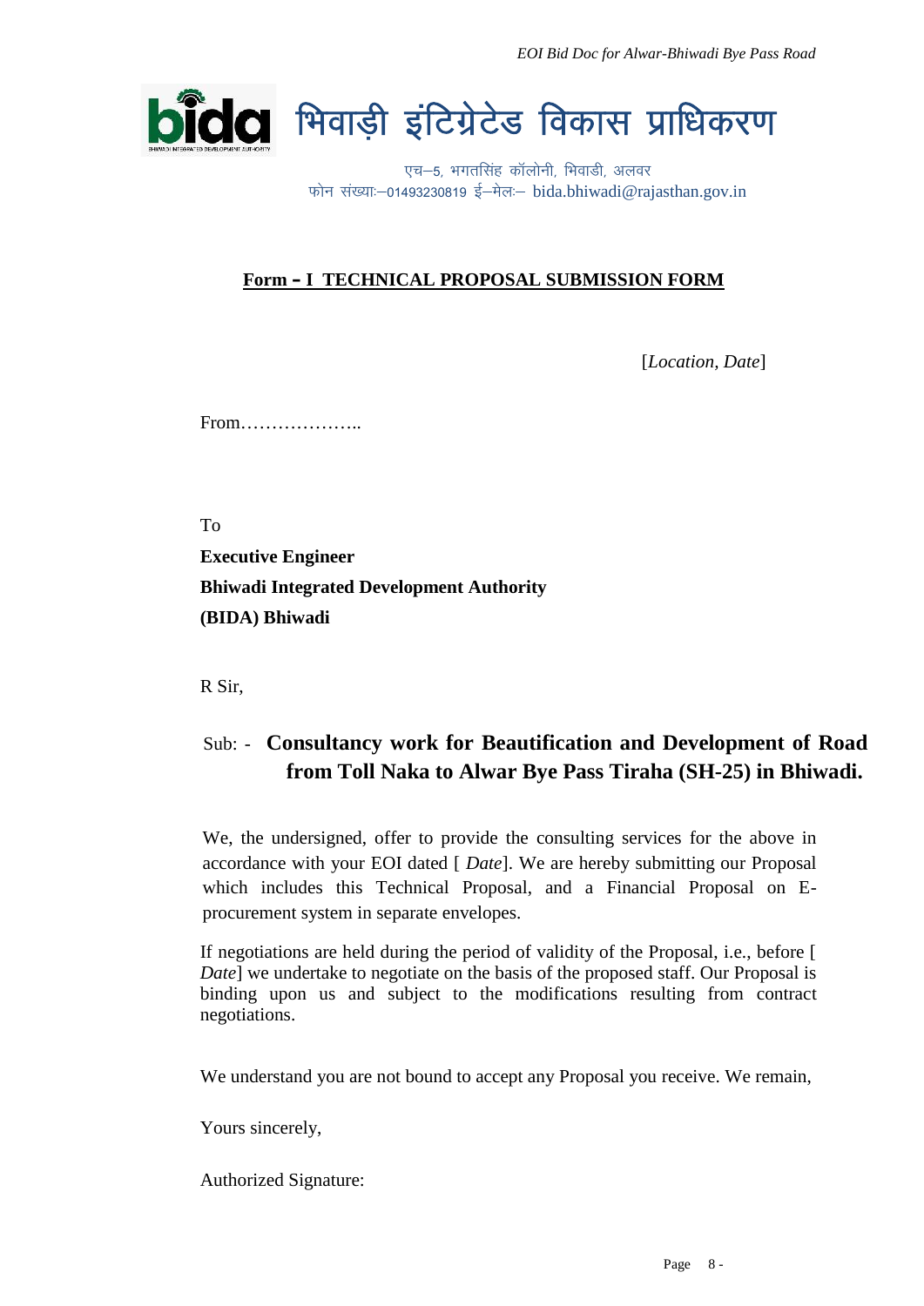# भिवाड़ी इंटिग्रेटेड विकास प्राधिकरण

एच–5, भगतसिंह कॉलोनी, भिवाडी, अलवर
फोन संख्याः–01493230819 ई–मेलः– bida.bhiwadi@rajasthan.gov.in

## Form – I TECHNICAL PROPOSAL SUBMISSION FORM

[*Location, Date*]

From………………..

To

**Executive Engineer**
**Bhiwadi Integrated Development Authority**
**(BIDA) Bhiwadi**

R Sir,

Sub: - **Consultancy work for Beautification and Development of Road from Toll Naka to Alwar Bye Pass Tiraha (SH-25) in Bhiwadi.**

We, the undersigned, offer to provide the consulting services for the above in accordance with your EOI dated [ *Date*]. We are hereby submitting our Proposal which includes this Technical Proposal, and a Financial Proposal on E-procurement system in separate envelopes.

If negotiations are held during the period of validity of the Proposal, i.e., before [ *Date*] we undertake to negotiate on the basis of the proposed staff. Our Proposal is binding upon us and subject to the modifications resulting from contract negotiations.

We understand you are not bound to accept any Proposal you receive. We remain,

Yours sincerely,

Authorized Signature: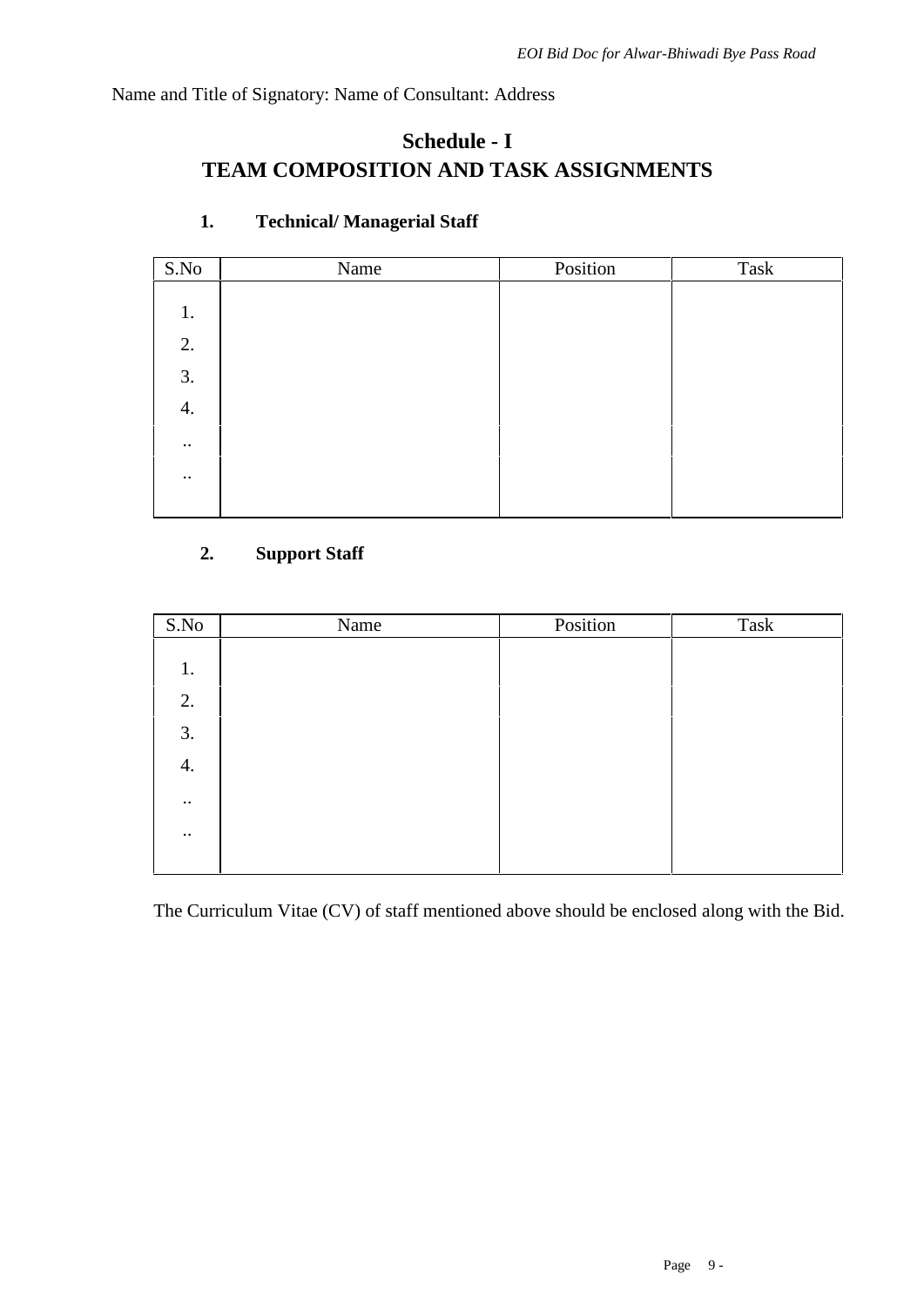Name and Title of Signatory: Name of Consultant: Address

# Schedule - I
# TEAM COMPOSITION AND TASK ASSIGNMENTS

### 1. Technical/ Managerial Staff

| S.No | Name | Position | Task |
|---|---|---|---|
| 1. | | | |
| 2. | | | |
| 3. | | | |
| 4. | | | |
| .. | | | |
| .. | | | |

### 2. Support Staff

| S.No | Name | Position | Task |
|---|---|---|---|
| 1. | | | |
| 2. | | | |
| 3. | | | |
| 4. | | | |
| .. | | | |
| .. | | | |

The Curriculum Vitae (CV) of staff mentioned above should be enclosed along with the Bid.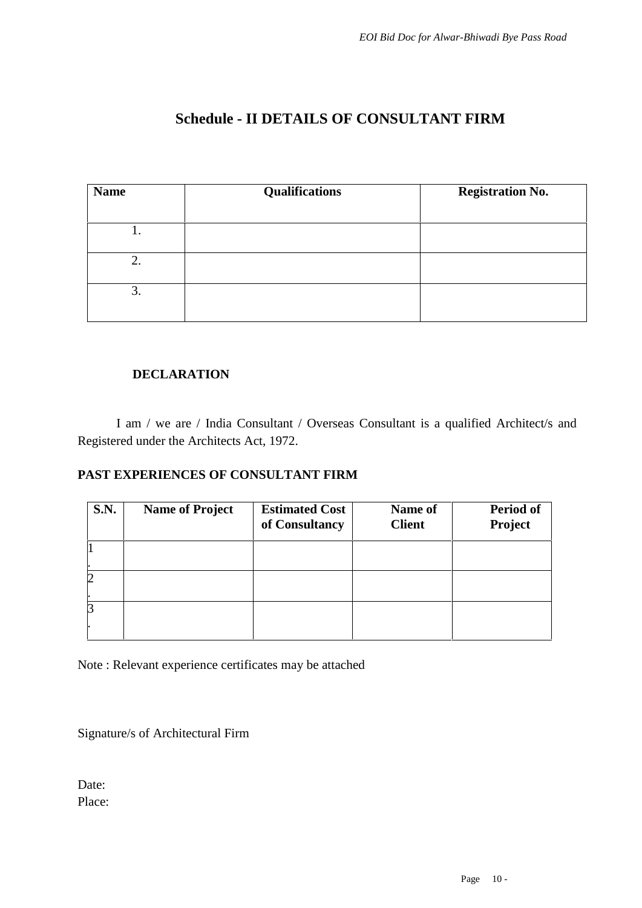# Schedule - II DETAILS OF CONSULTANT FIRM

| Name | Qualifications | Registration No. |
|---|---|---|
| 1. | | |
| 2. | | |
| 3. | | |

**DECLARATION**

I am / we are / India Consultant / Overseas Consultant is a qualified Architect/s and Registered under the Architects Act, 1972.

**PAST EXPERIENCES OF CONSULTANT FIRM**

| S.N. | Name of Project | Estimated Cost of Consultancy | Name of Client | Period of Project |
|---|---|---|---|---|
| 1. | | | | |
| 2. | | | | |
| 3. | | | | |

Note : Relevant experience certificates may be attached

Signature/s of Architectural Firm

Date:
Place: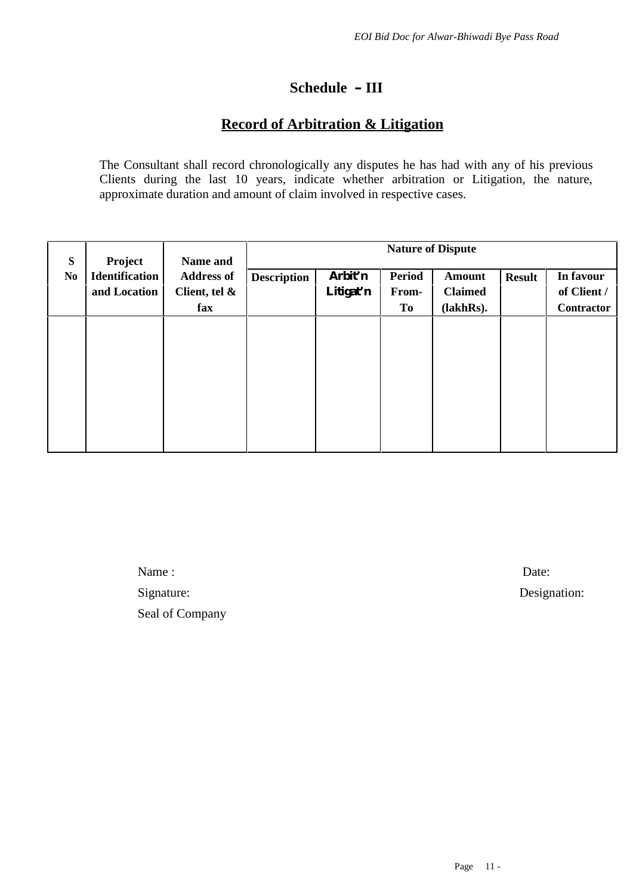# Schedule – III

## Record of Arbitration & Litigation

The Consultant shall record chronologically any disputes he has had with any of his previous Clients during the last 10 years, indicate whether arbitration or Litigation, the nature, approximate duration and amount of claim involved in respective cases.

| S No | Project Identification and Location | Name and Address of Client, tel & fax | Nature of Dispute | | | | | |
|---|---|---|---|---|---|---|---|---|
| | | | Description | Arbit'n Litigat'n | Period From-To | Amount Claimed (lakhRs). | Result | In favour of Client / Contractor |
| | | | | | | | | |

Name :

Signature:

Seal of Company

Date:

Designation: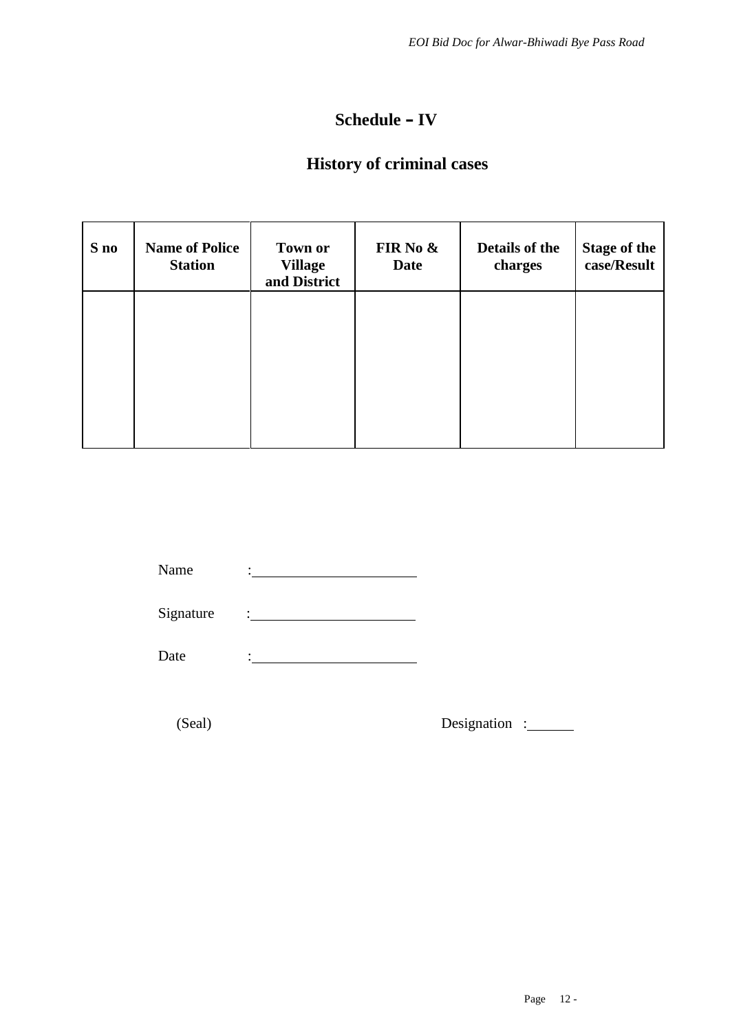# Schedule – IV

## History of criminal cases

| S no | Name of Police Station | Town or Village and District | FIR No & Date | Details of the charges | Stage of the case/Result |
|---|---|---|---|---|---|
| | | | | | |

Name :

Signature :

Date :

(Seal) Designation :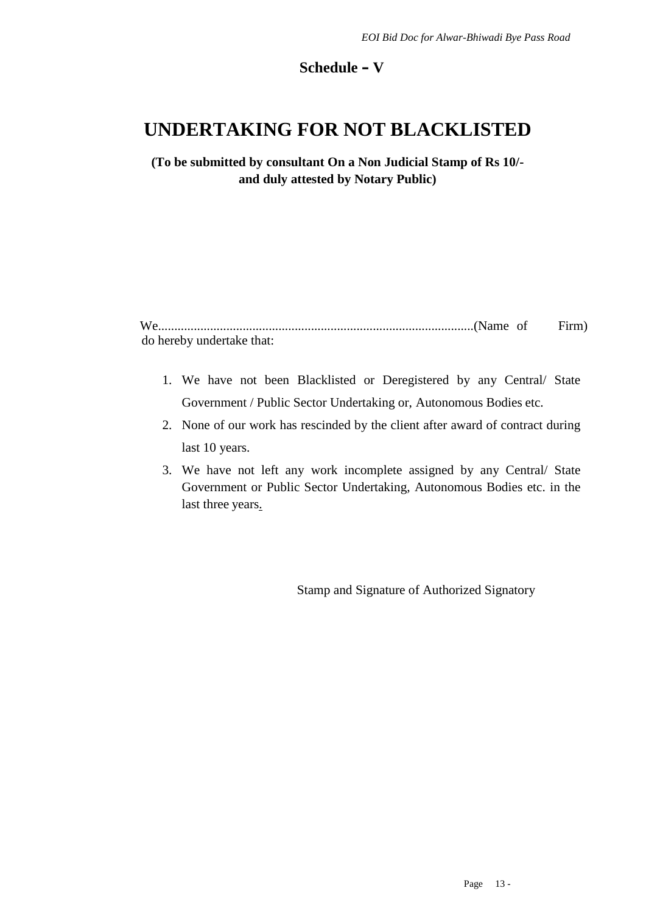## Schedule – V

# UNDERTAKING FOR NOT BLACKLISTED

**(To be submitted by consultant On a Non Judicial Stamp of Rs 10/- and duly attested by Notary Public)**

We................................................................................................(Name of Firm) do hereby undertake that:

1. We have not been Blacklisted or Deregistered by any Central/ State Government / Public Sector Undertaking or, Autonomous Bodies etc.
2. None of our work has rescinded by the client after award of contract during last 10 years.
3. We have not left any work incomplete assigned by any Central/ State Government or Public Sector Undertaking, Autonomous Bodies etc. in the last three years.

Stamp and Signature of Authorized Signatory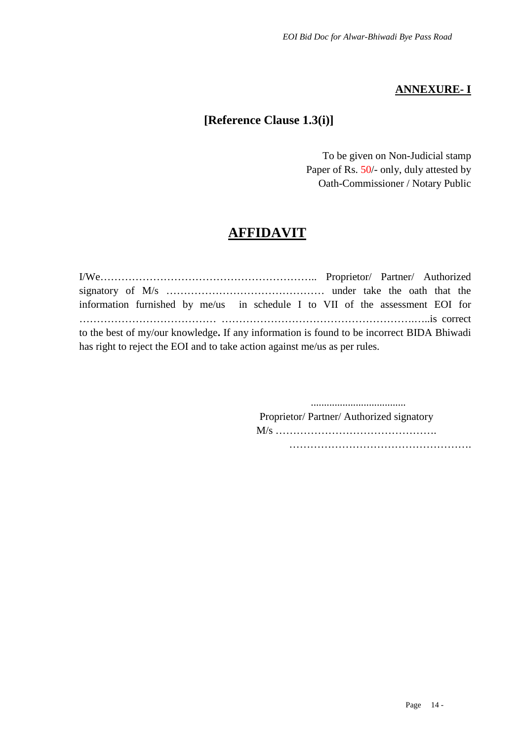**ANNEXURE- I**

**[Reference Clause 1.3(i)]**

To be given on Non-Judicial stamp
Paper of Rs. 50/- only, duly attested by
Oath-Commissioner / Notary Public

# AFFIDAVIT

I/We…………………………………………………….. Proprietor/ Partner/ Authorized signatory of M/s ……………………………………… under take the oath that the information furnished by me/us in schedule I to VII of the assessment EOI for ………………………………… …………………………………………….…..is correct to the best of my/our knowledge**.** If any information is found to be incorrect BIDA Bhiwadi has right to reject the EOI and to take action against me/us as per rules.

....................................
Proprietor/ Partner/ Authorized signatory
M/s ……………………………………….
…………………………………………….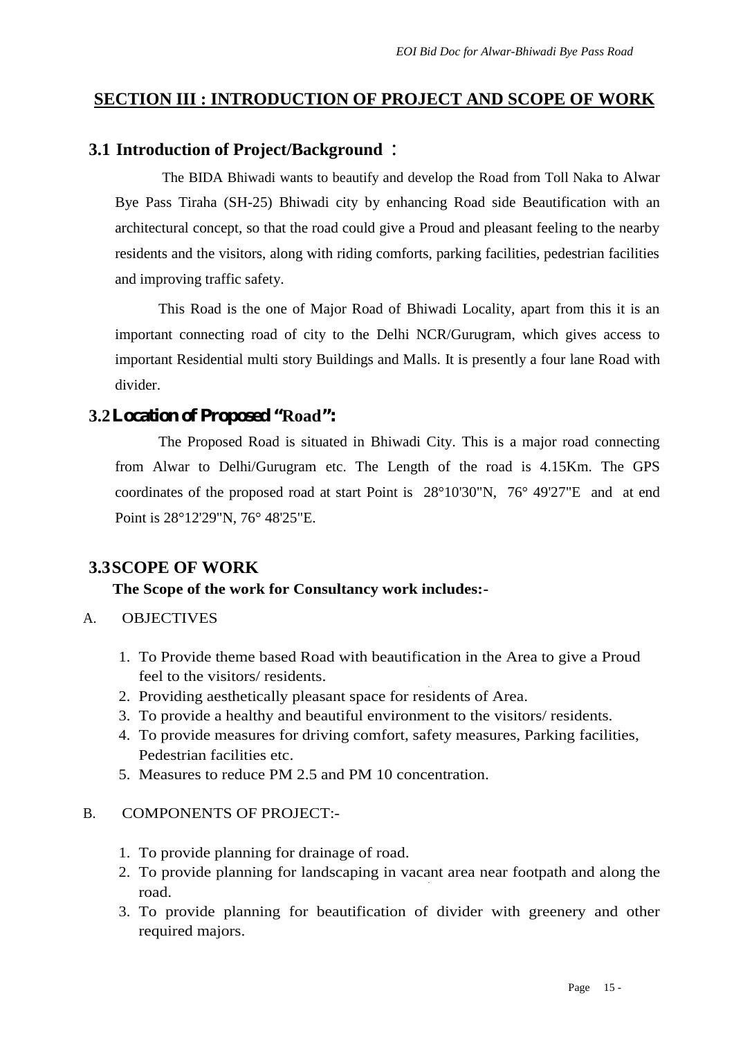## SECTION III : INTRODUCTION OF PROJECT AND SCOPE OF WORK

### 3.1 Introduction of Project/Background :

The BIDA Bhiwadi wants to beautify and develop the Road from Toll Naka to Alwar Bye Pass Tiraha (SH-25) Bhiwadi city by enhancing Road side Beautification with an architectural concept, so that the road could give a Proud and pleasant feeling to the nearby residents and the visitors, along with riding comforts, parking facilities, pedestrian facilities and improving traffic safety.

This Road is the one of Major Road of Bhiwadi Locality, apart from this it is an important connecting road of city to the Delhi NCR/Gurugram, which gives access to important Residential multi story Buildings and Malls. It is presently a four lane Road with divider.

### 3.2 Location of Proposed "Road":

The Proposed Road is situated in Bhiwadi City. This is a major road connecting from Alwar to Delhi/Gurugram etc. The Length of the road is 4.15Km. The GPS coordinates of the proposed road at start Point is 28°10'30"N, 76° 49'27"E and at end Point is 28°12'29"N, 76° 48'25"E.

### 3.3 SCOPE OF WORK

**The Scope of the work for Consultancy work includes:-**

A. OBJECTIVES

1. To Provide theme based Road with beautification in the Area to give a Proud feel to the visitors/ residents.
2. Providing aesthetically pleasant space for residents of Area.
3. To provide a healthy and beautiful environment to the visitors/ residents.
4. To provide measures for driving comfort, safety measures, Parking facilities, Pedestrian facilities etc.
5. Measures to reduce PM 2.5 and PM 10 concentration.

B. COMPONENTS OF PROJECT:-

1. To provide planning for drainage of road.
2. To provide planning for landscaping in vacant area near footpath and along the road.
3. To provide planning for beautification of divider with greenery and other required majors.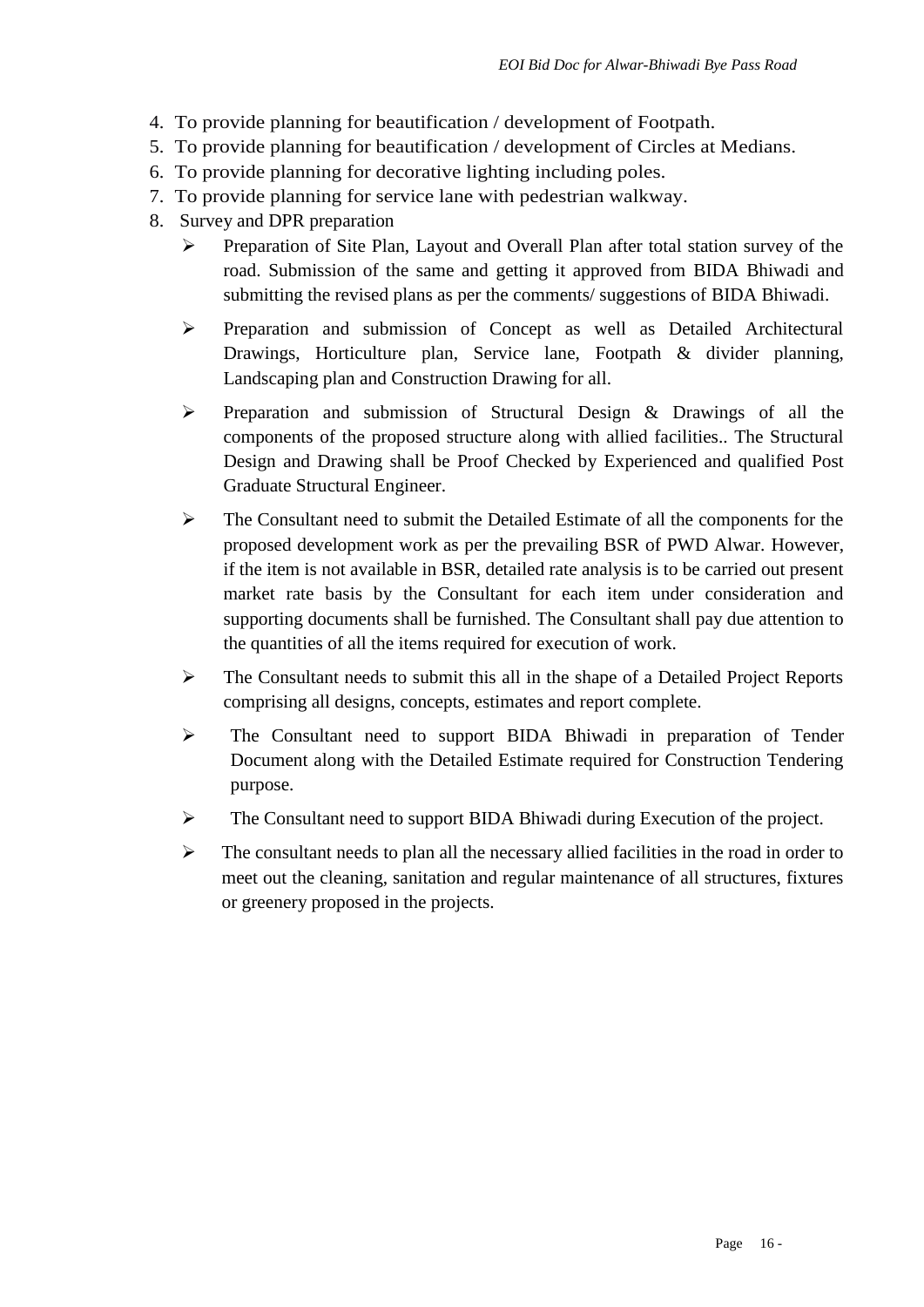4. To provide planning for beautification / development of Footpath.
5. To provide planning for beautification / development of Circles at Medians.
6. To provide planning for decorative lighting including poles.
7. To provide planning for service lane with pedestrian walkway.
8. Survey and DPR preparation
   - Preparation of Site Plan, Layout and Overall Plan after total station survey of the road. Submission of the same and getting it approved from BIDA Bhiwadi and submitting the revised plans as per the comments/ suggestions of BIDA Bhiwadi.
   - Preparation and submission of Concept as well as Detailed Architectural Drawings, Horticulture plan, Service lane, Footpath & divider planning, Landscaping plan and Construction Drawing for all.
   - Preparation and submission of Structural Design & Drawings of all the components of the proposed structure along with allied facilities.. The Structural Design and Drawing shall be Proof Checked by Experienced and qualified Post Graduate Structural Engineer.
   - The Consultant need to submit the Detailed Estimate of all the components for the proposed development work as per the prevailing BSR of PWD Alwar. However, if the item is not available in BSR, detailed rate analysis is to be carried out present market rate basis by the Consultant for each item under consideration and supporting documents shall be furnished. The Consultant shall pay due attention to the quantities of all the items required for execution of work.
   - The Consultant needs to submit this all in the shape of a Detailed Project Reports comprising all designs, concepts, estimates and report complete.
   - The Consultant need to support BIDA Bhiwadi in preparation of Tender Document along with the Detailed Estimate required for Construction Tendering purpose.
   - The Consultant need to support BIDA Bhiwadi during Execution of the project.
   - The consultant needs to plan all the necessary allied facilities in the road in order to meet out the cleaning, sanitation and regular maintenance of all structures, fixtures or greenery proposed in the projects.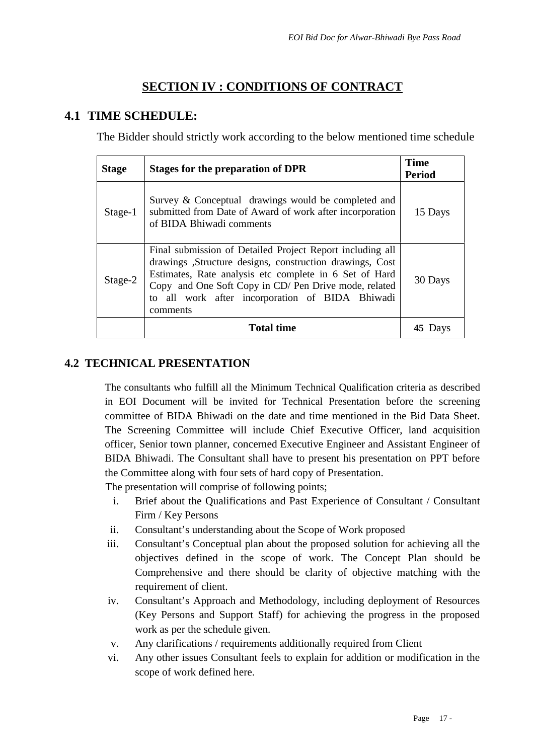## SECTION IV : CONDITIONS OF CONTRACT

### 4.1 TIME SCHEDULE:

The Bidder should strictly work according to the below mentioned time schedule

| Stage | Stages for the preparation of DPR | Time Period |
|---|---|---|
| Stage-1 | Survey & Conceptual drawings would be completed and submitted from Date of Award of work after incorporation of BIDA Bhiwadi comments | 15 Days |
| Stage-2 | Final submission of Detailed Project Report including all drawings ,Structure designs, construction drawings, Cost Estimates, Rate analysis etc complete in 6 Set of Hard Copy and One Soft Copy in CD/ Pen Drive mode, related to all work after incorporation of BIDA Bhiwadi comments | 30 Days |
| | **Total time** | **45** Days |

### 4.2 TECHNICAL PRESENTATION

The consultants who fulfill all the Minimum Technical Qualification criteria as described in EOI Document will be invited for Technical Presentation before the screening committee of BIDA Bhiwadi on the date and time mentioned in the Bid Data Sheet. The Screening Committee will include Chief Executive Officer, land acquisition officer, Senior town planner, concerned Executive Engineer and Assistant Engineer of BIDA Bhiwadi. The Consultant shall have to present his presentation on PPT before the Committee along with four sets of hard copy of Presentation.

The presentation will comprise of following points;

i. Brief about the Qualifications and Past Experience of Consultant / Consultant Firm / Key Persons

ii. Consultant's understanding about the Scope of Work proposed

iii. Consultant's Conceptual plan about the proposed solution for achieving all the objectives defined in the scope of work. The Concept Plan should be Comprehensive and there should be clarity of objective matching with the requirement of client.

iv. Consultant's Approach and Methodology, including deployment of Resources (Key Persons and Support Staff) for achieving the progress in the proposed work as per the schedule given.

v. Any clarifications / requirements additionally required from Client

vi. Any other issues Consultant feels to explain for addition or modification in the scope of work defined here.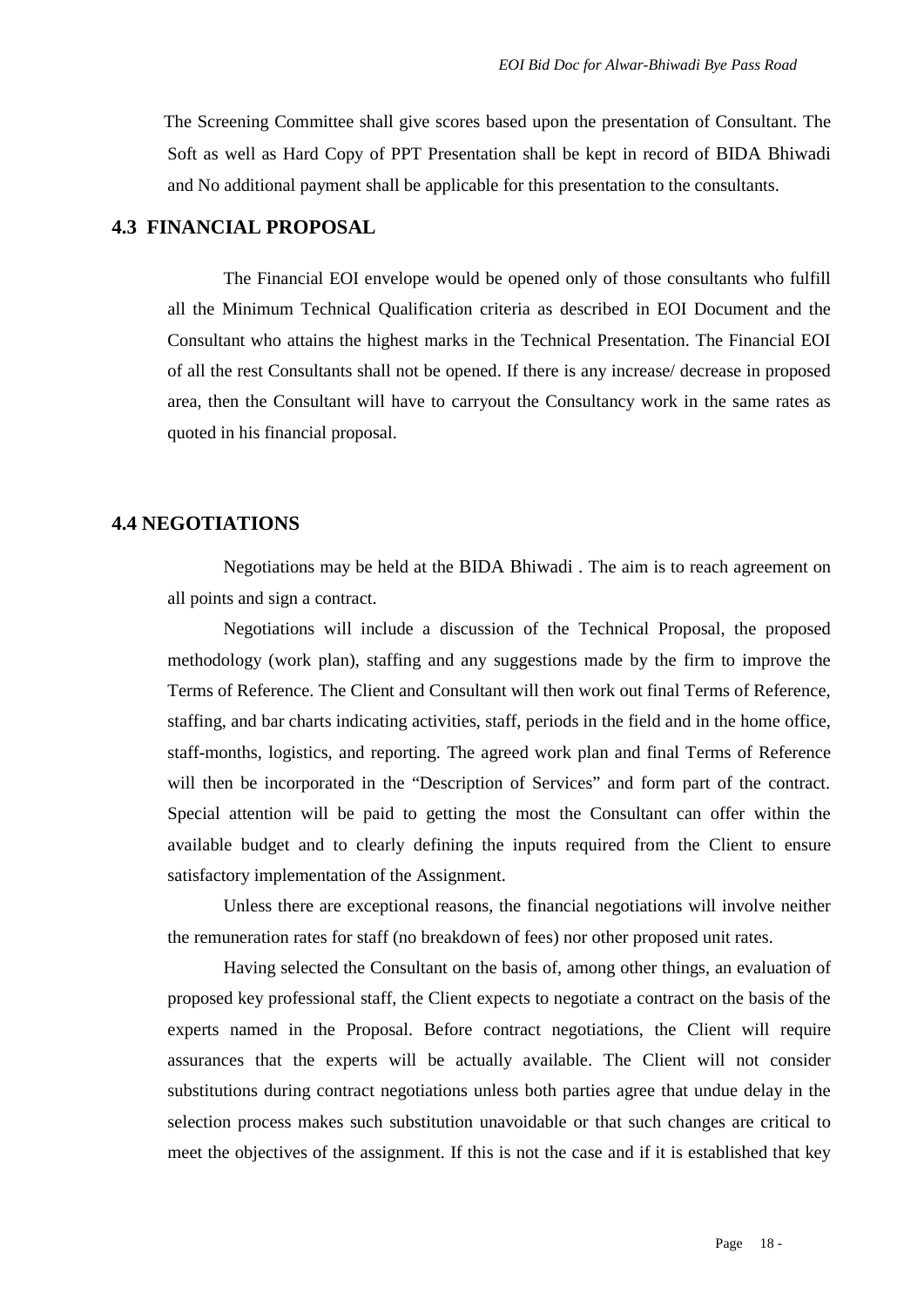The Screening Committee shall give scores based upon the presentation of Consultant. The Soft as well as Hard Copy of PPT Presentation shall be kept in record of BIDA Bhiwadi and No additional payment shall be applicable for this presentation to the consultants.

## 4.3 FINANCIAL PROPOSAL

The Financial EOI envelope would be opened only of those consultants who fulfill all the Minimum Technical Qualification criteria as described in EOI Document and the Consultant who attains the highest marks in the Technical Presentation. The Financial EOI of all the rest Consultants shall not be opened. If there is any increase/ decrease in proposed area, then the Consultant will have to carryout the Consultancy work in the same rates as quoted in his financial proposal.

## 4.4 NEGOTIATIONS

Negotiations may be held at the BIDA Bhiwadi . The aim is to reach agreement on all points and sign a contract.

Negotiations will include a discussion of the Technical Proposal, the proposed methodology (work plan), staffing and any suggestions made by the firm to improve the Terms of Reference. The Client and Consultant will then work out final Terms of Reference, staffing, and bar charts indicating activities, staff, periods in the field and in the home office, staff-months, logistics, and reporting. The agreed work plan and final Terms of Reference will then be incorporated in the "Description of Services" and form part of the contract. Special attention will be paid to getting the most the Consultant can offer within the available budget and to clearly defining the inputs required from the Client to ensure satisfactory implementation of the Assignment.

Unless there are exceptional reasons, the financial negotiations will involve neither the remuneration rates for staff (no breakdown of fees) nor other proposed unit rates.

Having selected the Consultant on the basis of, among other things, an evaluation of proposed key professional staff, the Client expects to negotiate a contract on the basis of the experts named in the Proposal. Before contract negotiations, the Client will require assurances that the experts will be actually available. The Client will not consider substitutions during contract negotiations unless both parties agree that undue delay in the selection process makes such substitution unavoidable or that such changes are critical to meet the objectives of the assignment. If this is not the case and if it is established that key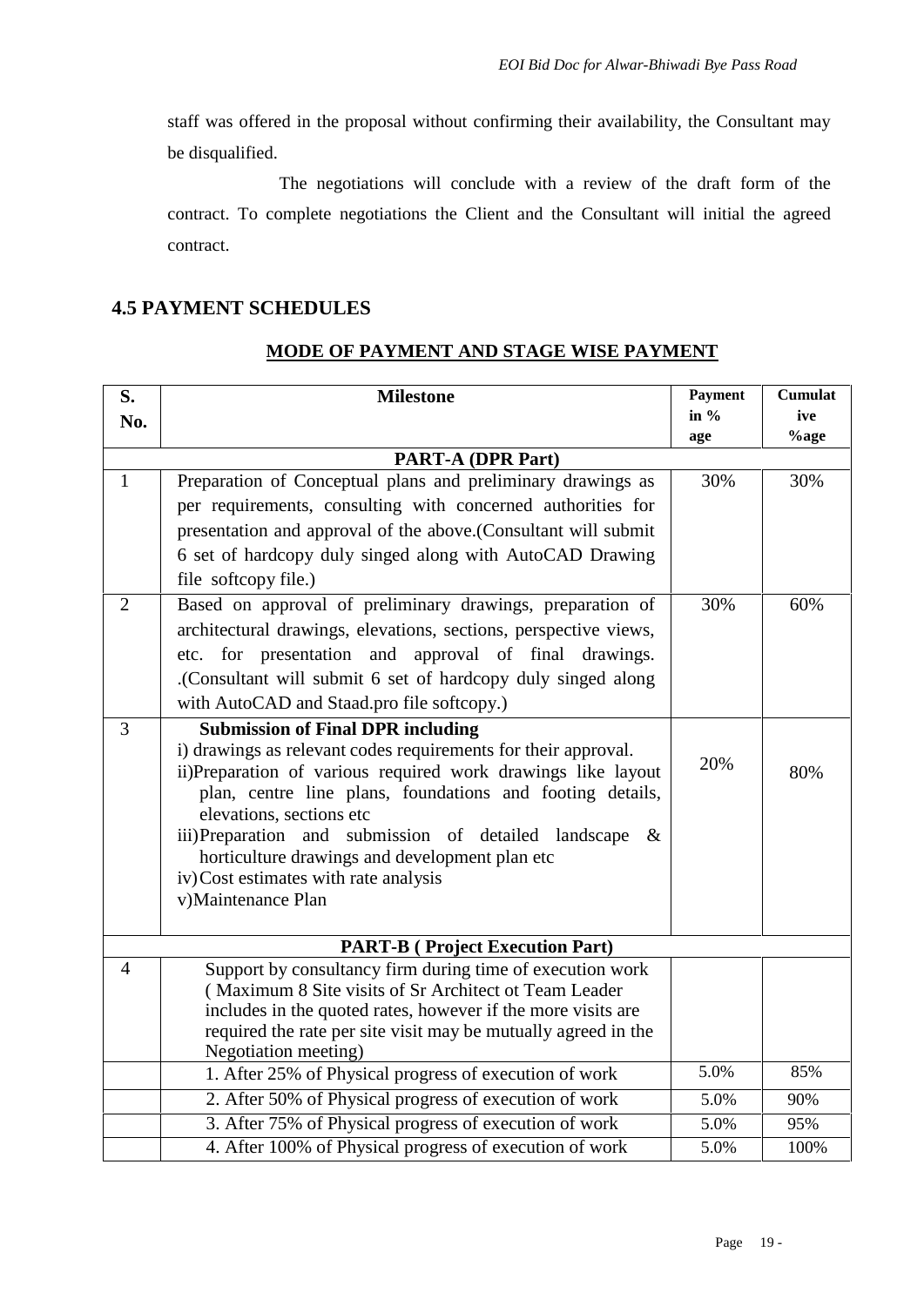staff was offered in the proposal without confirming their availability, the Consultant may be disqualified.

The negotiations will conclude with a review of the draft form of the contract. To complete negotiations the Client and the Consultant will initial the agreed contract.

## 4.5 PAYMENT SCHEDULES

**MODE OF PAYMENT AND STAGE WISE PAYMENT**

| S. No. | Milestone | Payment in % age | Cumulative %age |
|---|---|---|---|
| | **PART-A (DPR Part)** | | |
| 1 | Preparation of Conceptual plans and preliminary drawings as per requirements, consulting with concerned authorities for presentation and approval of the above.(Consultant will submit 6 set of hardcopy duly singed along with AutoCAD Drawing file softcopy file.) | 30% | 30% |
| 2 | Based on approval of preliminary drawings, preparation of architectural drawings, elevations, sections, perspective views, etc. for presentation and approval of final drawings. .(Consultant will submit 6 set of hardcopy duly singed along with AutoCAD and Staad.pro file softcopy.) | 30% | 60% |
| 3 | **Submission of Final DPR including**<br>i) drawings as relevant codes requirements for their approval.<br>ii)Preparation of various required work drawings like layout plan, centre line plans, foundations and footing details, elevations, sections etc<br>iii)Preparation and submission of detailed landscape & horticulture drawings and development plan etc<br>iv)Cost estimates with rate analysis<br>v)Maintenance Plan | 20% | 80% |
| | **PART-B ( Project Execution Part)** | | |
| 4 | Support by consultancy firm during time of execution work ( Maximum 8 Site visits of Sr Architect ot Team Leader includes in the quoted rates, however if the more visits are required the rate per site visit may be mutually agreed in the Negotiation meeting) | | |
| | 1. After 25% of Physical progress of execution of work | 5.0% | 85% |
| | 2. After 50% of Physical progress of execution of work | 5.0% | 90% |
| | 3. After 75% of Physical progress of execution of work | 5.0% | 95% |
| | 4. After 100% of Physical progress of execution of work | 5.0% | 100% |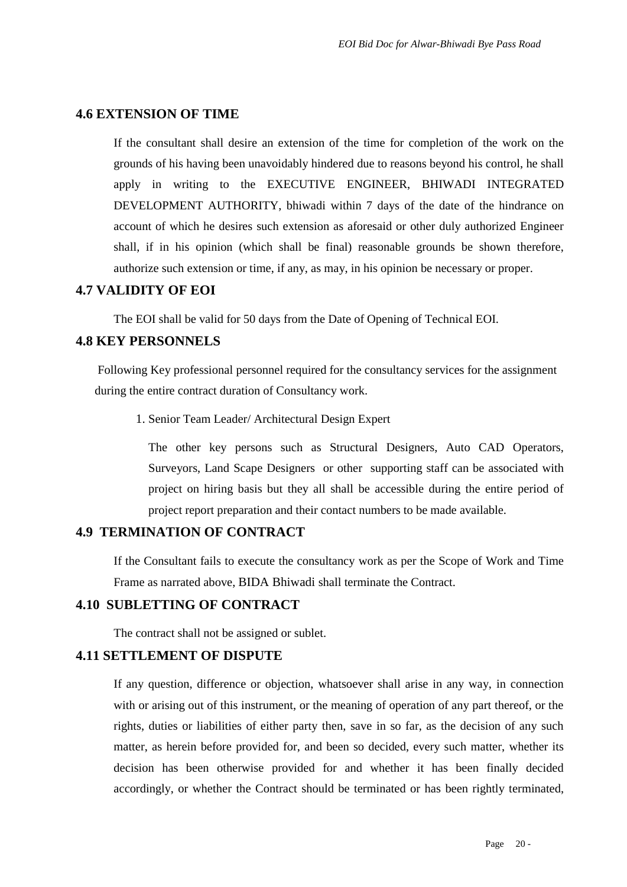## 4.6 EXTENSION OF TIME

If the consultant shall desire an extension of the time for completion of the work on the grounds of his having been unavoidably hindered due to reasons beyond his control, he shall apply in writing to the EXECUTIVE ENGINEER, BHIWADI INTEGRATED DEVELOPMENT AUTHORITY, bhiwadi within 7 days of the date of the hindrance on account of which he desires such extension as aforesaid or other duly authorized Engineer shall, if in his opinion (which shall be final) reasonable grounds be shown therefore, authorize such extension or time, if any, as may, in his opinion be necessary or proper.

## 4.7 VALIDITY OF EOI

The EOI shall be valid for 50 days from the Date of Opening of Technical EOI.

## 4.8 KEY PERSONNELS

Following Key professional personnel required for the consultancy services for the assignment during the entire contract duration of Consultancy work.

1. Senior Team Leader/ Architectural Design Expert

   The other key persons such as Structural Designers, Auto CAD Operators, Surveyors, Land Scape Designers or other supporting staff can be associated with project on hiring basis but they all shall be accessible during the entire period of project report preparation and their contact numbers to be made available.

## 4.9 TERMINATION OF CONTRACT

If the Consultant fails to execute the consultancy work as per the Scope of Work and Time Frame as narrated above, BIDA Bhiwadi shall terminate the Contract.

## 4.10 SUBLETTING OF CONTRACT

The contract shall not be assigned or sublet.

## 4.11 SETTLEMENT OF DISPUTE

If any question, difference or objection, whatsoever shall arise in any way, in connection with or arising out of this instrument, or the meaning of operation of any part thereof, or the rights, duties or liabilities of either party then, save in so far, as the decision of any such matter, as herein before provided for, and been so decided, every such matter, whether its decision has been otherwise provided for and whether it has been finally decided accordingly, or whether the Contract should be terminated or has been rightly terminated,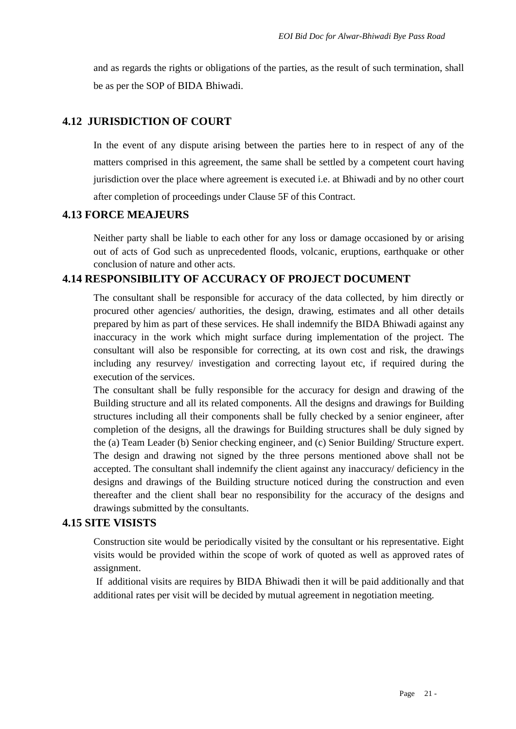and as regards the rights or obligations of the parties, as the result of such termination, shall be as per the SOP of BIDA Bhiwadi.

## 4.12 JURISDICTION OF COURT

In the event of any dispute arising between the parties here to in respect of any of the matters comprised in this agreement, the same shall be settled by a competent court having jurisdiction over the place where agreement is executed i.e. at Bhiwadi and by no other court after completion of proceedings under Clause 5F of this Contract.

## 4.13 FORCE MEAJEURS

Neither party shall be liable to each other for any loss or damage occasioned by or arising out of acts of God such as unprecedented floods, volcanic, eruptions, earthquake or other conclusion of nature and other acts.

## 4.14 RESPONSIBILITY OF ACCURACY OF PROJECT DOCUMENT

The consultant shall be responsible for accuracy of the data collected, by him directly or procured other agencies/ authorities, the design, drawing, estimates and all other details prepared by him as part of these services. He shall indemnify the BIDA Bhiwadi against any inaccuracy in the work which might surface during implementation of the project. The consultant will also be responsible for correcting, at its own cost and risk, the drawings including any resurvey/ investigation and correcting layout etc, if required during the execution of the services.

The consultant shall be fully responsible for the accuracy for design and drawing of the Building structure and all its related components. All the designs and drawings for Building structures including all their components shall be fully checked by a senior engineer, after completion of the designs, all the drawings for Building structures shall be duly signed by the (a) Team Leader (b) Senior checking engineer, and (c) Senior Building/ Structure expert. The design and drawing not signed by the three persons mentioned above shall not be accepted. The consultant shall indemnify the client against any inaccuracy/ deficiency in the designs and drawings of the Building structure noticed during the construction and even thereafter and the client shall bear no responsibility for the accuracy of the designs and drawings submitted by the consultants.

## 4.15 SITE VISISTS

Construction site would be periodically visited by the consultant or his representative. Eight visits would be provided within the scope of work of quoted as well as approved rates of assignment.

If additional visits are requires by BIDA Bhiwadi then it will be paid additionally and that additional rates per visit will be decided by mutual agreement in negotiation meeting.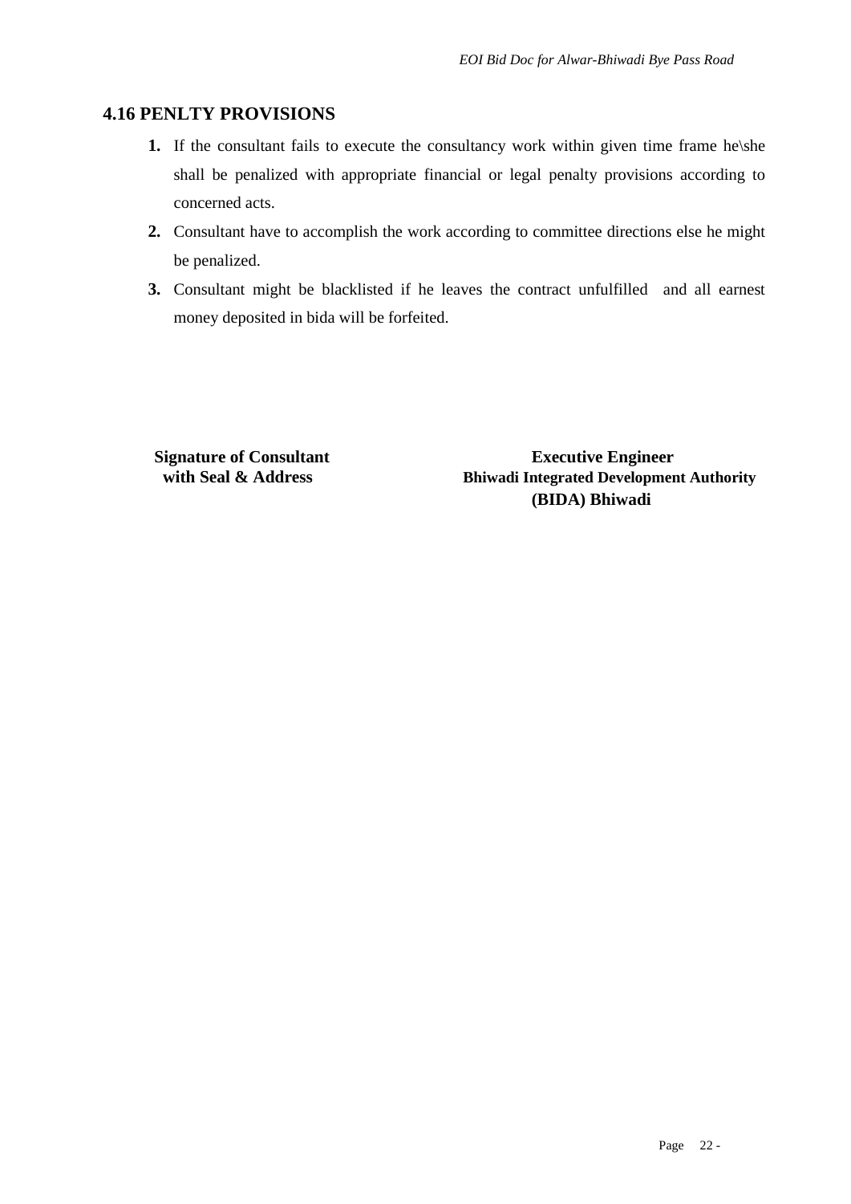## 4.16 PENLTY PROVISIONS

1. If the consultant fails to execute the consultancy work within given time frame he\she shall be penalized with appropriate financial or legal penalty provisions according to concerned acts.
2. Consultant have to accomplish the work according to committee directions else he might be penalized.
3. Consultant might be blacklisted if he leaves the contract unfulfilled and all earnest money deposited in bida will be forfeited.

**Signature of Consultant with Seal & Address**

**Executive Engineer**
**Bhiwadi Integrated Development Authority (BIDA) Bhiwadi**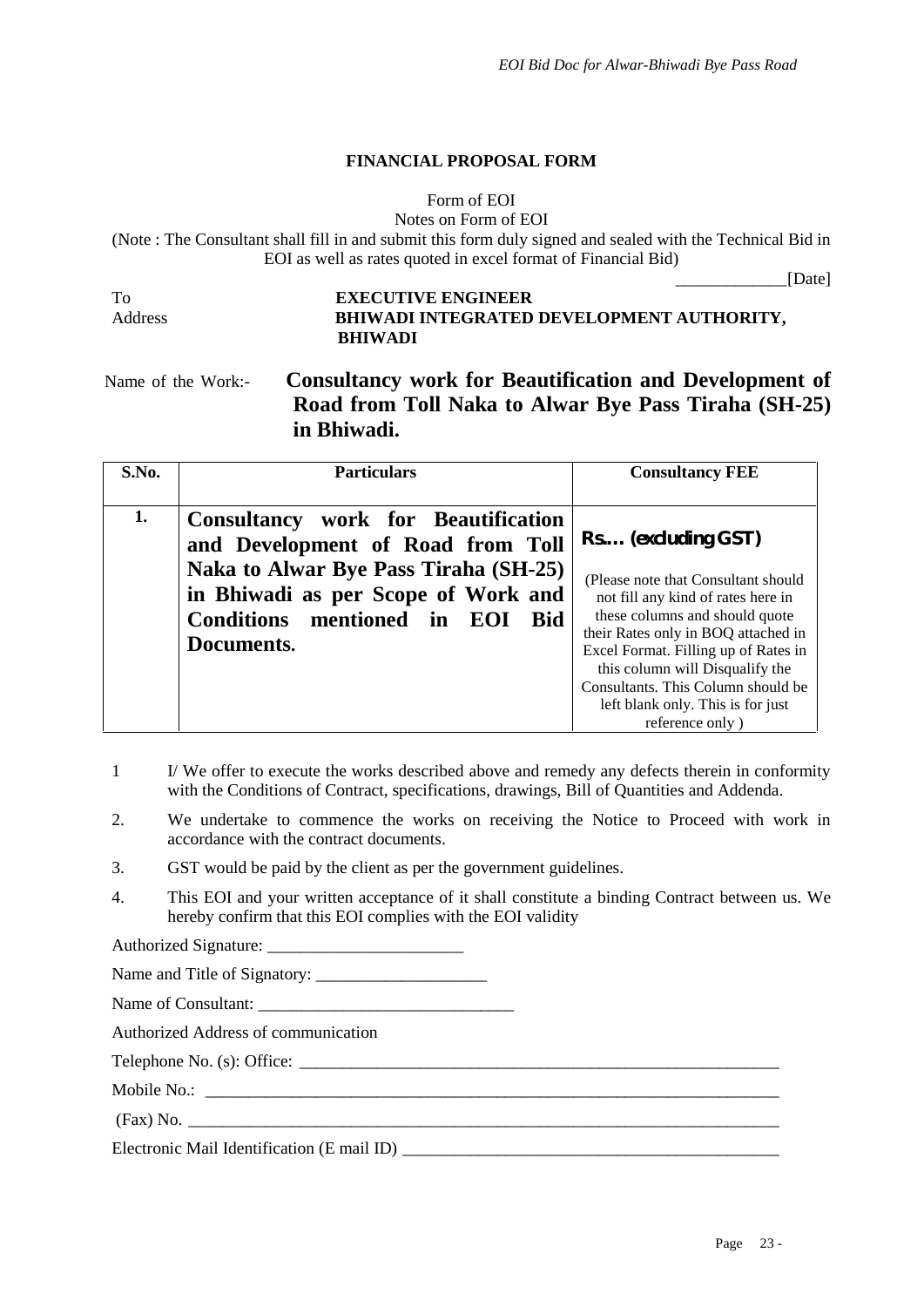**FINANCIAL PROPOSAL FORM**

Form of EOI

Notes on Form of EOI

(Note : The Consultant shall fill in and submit this form duly signed and sealed with the Technical Bid in EOI as well as rates quoted in excel format of Financial Bid)

_____________[Date]

To **EXECUTIVE ENGINEER**

Address **BHIWADI INTEGRATED DEVELOPMENT AUTHORITY, BHIWADI**

Name of the Work:- **Consultancy work for Beautification and Development of Road from Toll Naka to Alwar Bye Pass Tiraha (SH-25) in Bhiwadi.**

| S.No. | Particulars | Consultancy FEE |
|---|---|---|
| **1.** | **Consultancy work for Beautification and Development of Road from Toll Naka to Alwar Bye Pass Tiraha (SH-25) in Bhiwadi as per Scope of Work and Conditions mentioned in EOI Bid Documents.** | **Rs…. (excluding GST)** (Please note that Consultant should not fill any kind of rates here in these columns and should quote their Rates only in BOQ attached in Excel Format. Filling up of Rates in this column will Disqualify the Consultants. This Column should be left blank only. This is for just reference only ) |

1. I/ We offer to execute the works described above and remedy any defects therein in conformity with the Conditions of Contract, specifications, drawings, Bill of Quantities and Addenda.
2. We undertake to commence the works on receiving the Notice to Proceed with work in accordance with the contract documents.
3. GST would be paid by the client as per the government guidelines.
4. This EOI and your written acceptance of it shall constitute a binding Contract between us. We hereby confirm that this EOI complies with the EOI validity

Authorized Signature: _______________________

Name and Title of Signatory: ____________________

Name of Consultant: _____________________________

Authorized Address of communication

Telephone No. (s): Office: ___________________________________________________________

Mobile No.: _____________________________________________________________________

(Fax) No. _______________________________________________________________________

Electronic Mail Identification (E mail ID) ____________________________________________